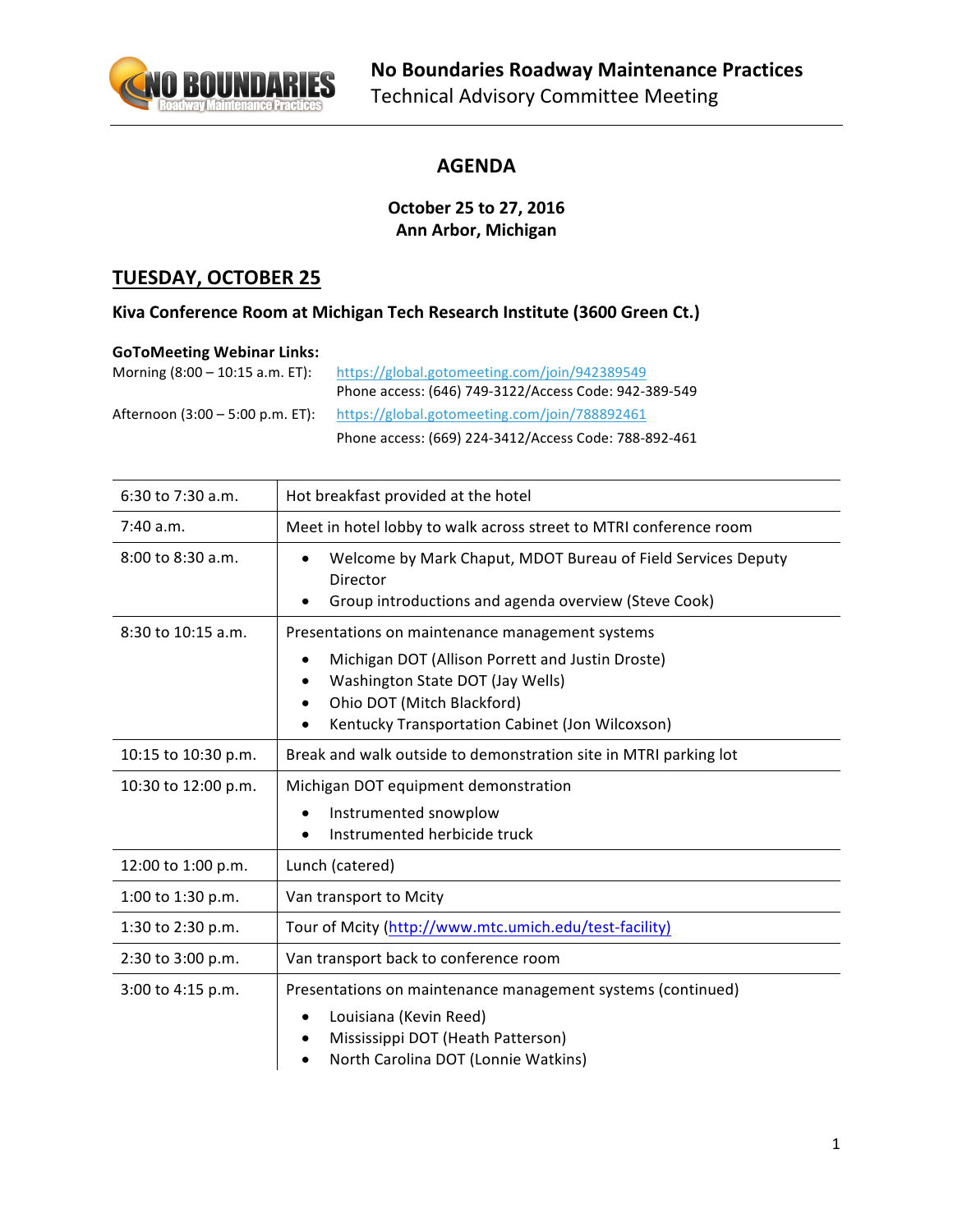# No Boundaries Roadway Maintenance Practices
Technical Advisory Committee Meeting

## AGENDA

**October 25 to 27, 2016**
**Ann Arbor, Michigan**

## TUESDAY, OCTOBER 25

### Kiva Conference Room at Michigan Tech Research Institute (3600 Green Ct.)

**GoToMeeting Webinar Links:**

Morning (8:00 – 10:15 a.m. ET): https://global.gotomeeting.com/join/942389549
Phone access: (646) 749-3122/Access Code: 942-389-549

Afternoon (3:00 – 5:00 p.m. ET): https://global.gotomeeting.com/join/788892461
Phone access: (669) 224-3412/Access Code: 788-892-461

| Time | Activity |
|---|---|
| 6:30 to 7:30 a.m. | Hot breakfast provided at the hotel |
| 7:40 a.m. | Meet in hotel lobby to walk across street to MTRI conference room |
| 8:00 to 8:30 a.m. | • Welcome by Mark Chaput, MDOT Bureau of Field Services Deputy Director<br>• Group introductions and agenda overview (Steve Cook) |
| 8:30 to 10:15 a.m. | Presentations on maintenance management systems<br>• Michigan DOT (Allison Porrett and Justin Droste)<br>• Washington State DOT (Jay Wells)<br>• Ohio DOT (Mitch Blackford)<br>• Kentucky Transportation Cabinet (Jon Wilcoxson) |
| 10:15 to 10:30 p.m. | Break and walk outside to demonstration site in MTRI parking lot |
| 10:30 to 12:00 p.m. | Michigan DOT equipment demonstration<br>• Instrumented snowplow<br>• Instrumented herbicide truck |
| 12:00 to 1:00 p.m. | Lunch (catered) |
| 1:00 to 1:30 p.m. | Van transport to Mcity |
| 1:30 to 2:30 p.m. | Tour of Mcity (http://www.mtc.umich.edu/test-facility) |
| 2:30 to 3:00 p.m. | Van transport back to conference room |
| 3:00 to 4:15 p.m. | Presentations on maintenance management systems (continued)<br>• Louisiana (Kevin Reed)<br>• Mississippi DOT (Heath Patterson)<br>• North Carolina DOT (Lonnie Watkins) |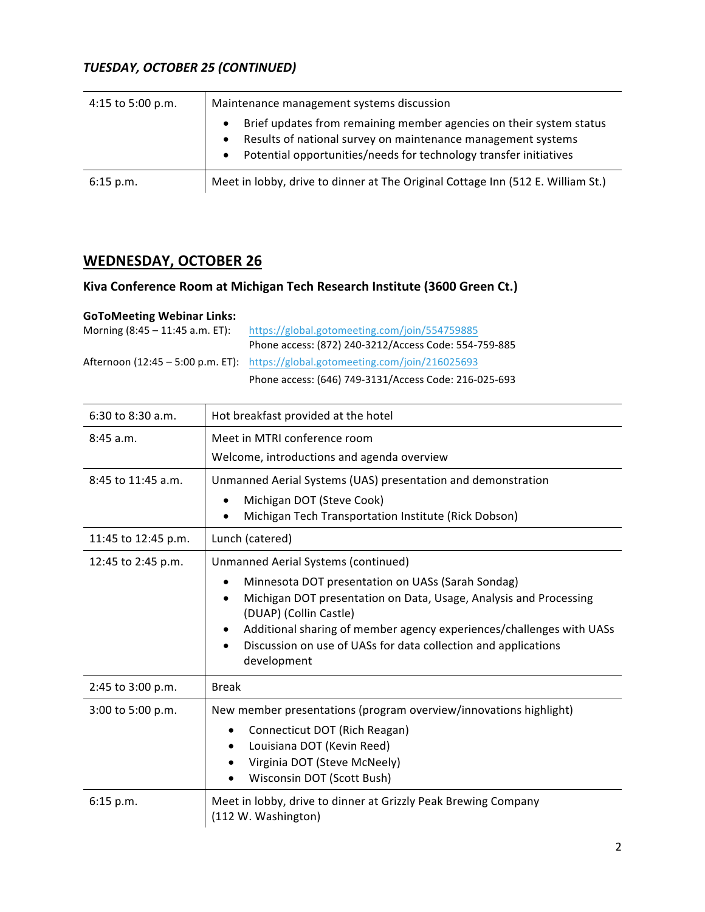### *TUESDAY, OCTOBER 25 (CONTINUED)*

| | |
|---|---|
| 4:15 to 5:00 p.m. | Maintenance management systems discussion<br>• Brief updates from remaining member agencies on their system status<br>• Results of national survey on maintenance management systems<br>• Potential opportunities/needs for technology transfer initiatives |
| 6:15 p.m. | Meet in lobby, drive to dinner at The Original Cottage Inn (512 E. William St.) |

## WEDNESDAY, OCTOBER 26

### Kiva Conference Room at Michigan Tech Research Institute (3600 Green Ct.)

**GoToMeeting Webinar Links:**

Morning (8:45 – 11:45 a.m. ET): https://global.gotomeeting.com/join/554759885
Phone access: (872) 240-3212/Access Code: 554-759-885

Afternoon (12:45 – 5:00 p.m. ET): https://global.gotomeeting.com/join/216025693
Phone access: (646) 749-3131/Access Code: 216-025-693

| | |
|---|---|
| 6:30 to 8:30 a.m. | Hot breakfast provided at the hotel |
| 8:45 a.m. | Meet in MTRI conference room<br>Welcome, introductions and agenda overview |
| 8:45 to 11:45 a.m. | Unmanned Aerial Systems (UAS) presentation and demonstration<br>• Michigan DOT (Steve Cook)<br>• Michigan Tech Transportation Institute (Rick Dobson) |
| 11:45 to 12:45 p.m. | Lunch (catered) |
| 12:45 to 2:45 p.m. | Unmanned Aerial Systems (continued)<br>• Minnesota DOT presentation on UASs (Sarah Sondag)<br>• Michigan DOT presentation on Data, Usage, Analysis and Processing (DUAP) (Collin Castle)<br>• Additional sharing of member agency experiences/challenges with UASs<br>• Discussion on use of UASs for data collection and applications development |
| 2:45 to 3:00 p.m. | Break |
| 3:00 to 5:00 p.m. | New member presentations (program overview/innovations highlight)<br>• Connecticut DOT (Rich Reagan)<br>• Louisiana DOT (Kevin Reed)<br>• Virginia DOT (Steve McNeely)<br>• Wisconsin DOT (Scott Bush) |
| 6:15 p.m. | Meet in lobby, drive to dinner at Grizzly Peak Brewing Company (112 W. Washington) |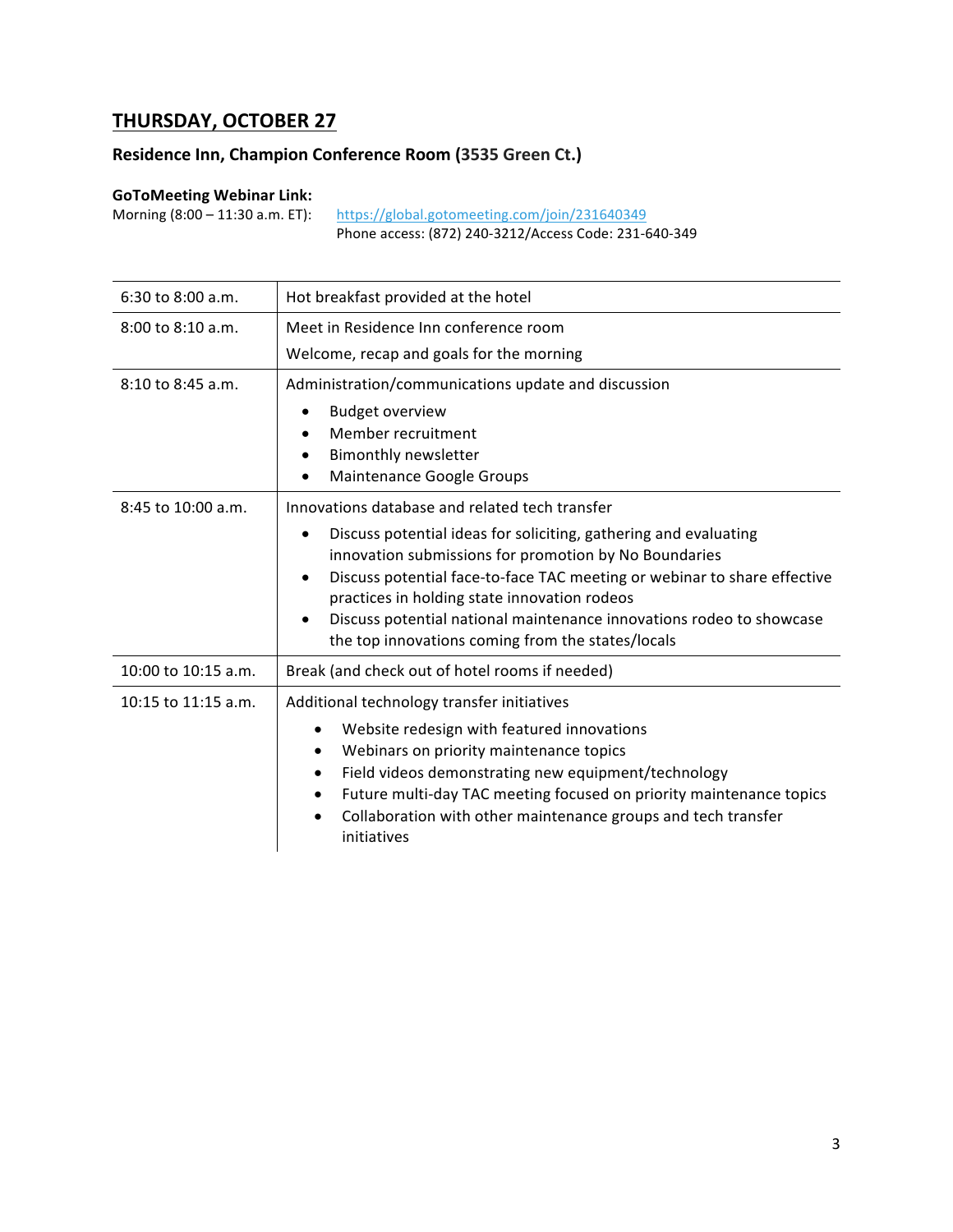## THURSDAY, OCTOBER 27

### Residence Inn, Champion Conference Room (3535 Green Ct.)

**GoToMeeting Webinar Link:**

Morning (8:00 – 11:30 a.m. ET): https://global.gotomeeting.com/join/231640349
Phone access: (872) 240-3212/Access Code: 231-640-349

| | |
|---|---|
| 6:30 to 8:00 a.m. | Hot breakfast provided at the hotel |
| 8:00 to 8:10 a.m. | Meet in Residence Inn conference room<br>Welcome, recap and goals for the morning |
| 8:10 to 8:45 a.m. | Administration/communications update and discussion<br>• Budget overview<br>• Member recruitment<br>• Bimonthly newsletter<br>• Maintenance Google Groups |
| 8:45 to 10:00 a.m. | Innovations database and related tech transfer<br>• Discuss potential ideas for soliciting, gathering and evaluating innovation submissions for promotion by No Boundaries<br>• Discuss potential face-to-face TAC meeting or webinar to share effective practices in holding state innovation rodeos<br>• Discuss potential national maintenance innovations rodeo to showcase the top innovations coming from the states/locals |
| 10:00 to 10:15 a.m. | Break (and check out of hotel rooms if needed) |
| 10:15 to 11:15 a.m. | Additional technology transfer initiatives<br>• Website redesign with featured innovations<br>• Webinars on priority maintenance topics<br>• Field videos demonstrating new equipment/technology<br>• Future multi-day TAC meeting focused on priority maintenance topics<br>• Collaboration with other maintenance groups and tech transfer initiatives |